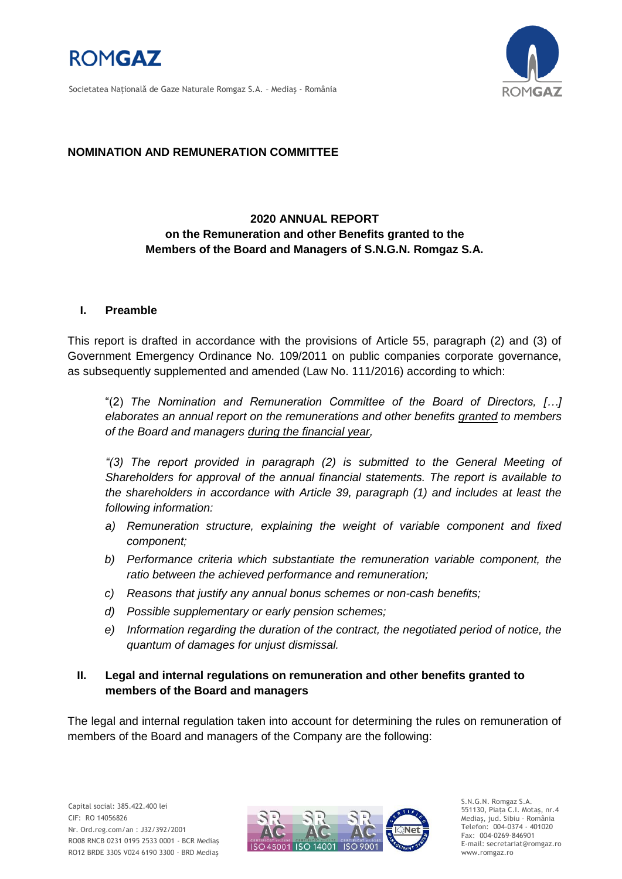**NOMINATION AND REMUNERATION COMMITTEE**

**2020 ANNUAL REPORT**
**on the Remuneration and other Benefits granted to the Members of the Board and Managers of S.N.G.N. Romgaz S.A.**

## I. Preamble

This report is drafted in accordance with the provisions of Article 55, paragraph (2) and (3) of Government Emergency Ordinance No. 109/2011 on public companies corporate governance, as subsequently supplemented and amended (Law No. 111/2016) according to which:

"(2) *The Nomination and Remuneration Committee of the Board of Directors, […] elaborates an annual report on the remunerations and other benefits granted to members of the Board and managers during the financial year,*

*"(3) The report provided in paragraph (2) is submitted to the General Meeting of Shareholders for approval of the annual financial statements. The report is available to the shareholders in accordance with Article 39, paragraph (1) and includes at least the following information:*

a) *Remuneration structure, explaining the weight of variable component and fixed component;*
b) *Performance criteria which substantiate the remuneration variable component, the ratio between the achieved performance and remuneration;*
c) *Reasons that justify any annual bonus schemes or non-cash benefits;*
d) *Possible supplementary or early pension schemes;*
e) *Information regarding the duration of the contract, the negotiated period of notice, the quantum of damages for unjust dismissal.*

## II. Legal and internal regulations on remuneration and other benefits granted to members of the Board and managers

The legal and internal regulation taken into account for determining the rules on remuneration of members of the Board and managers of the Company are the following: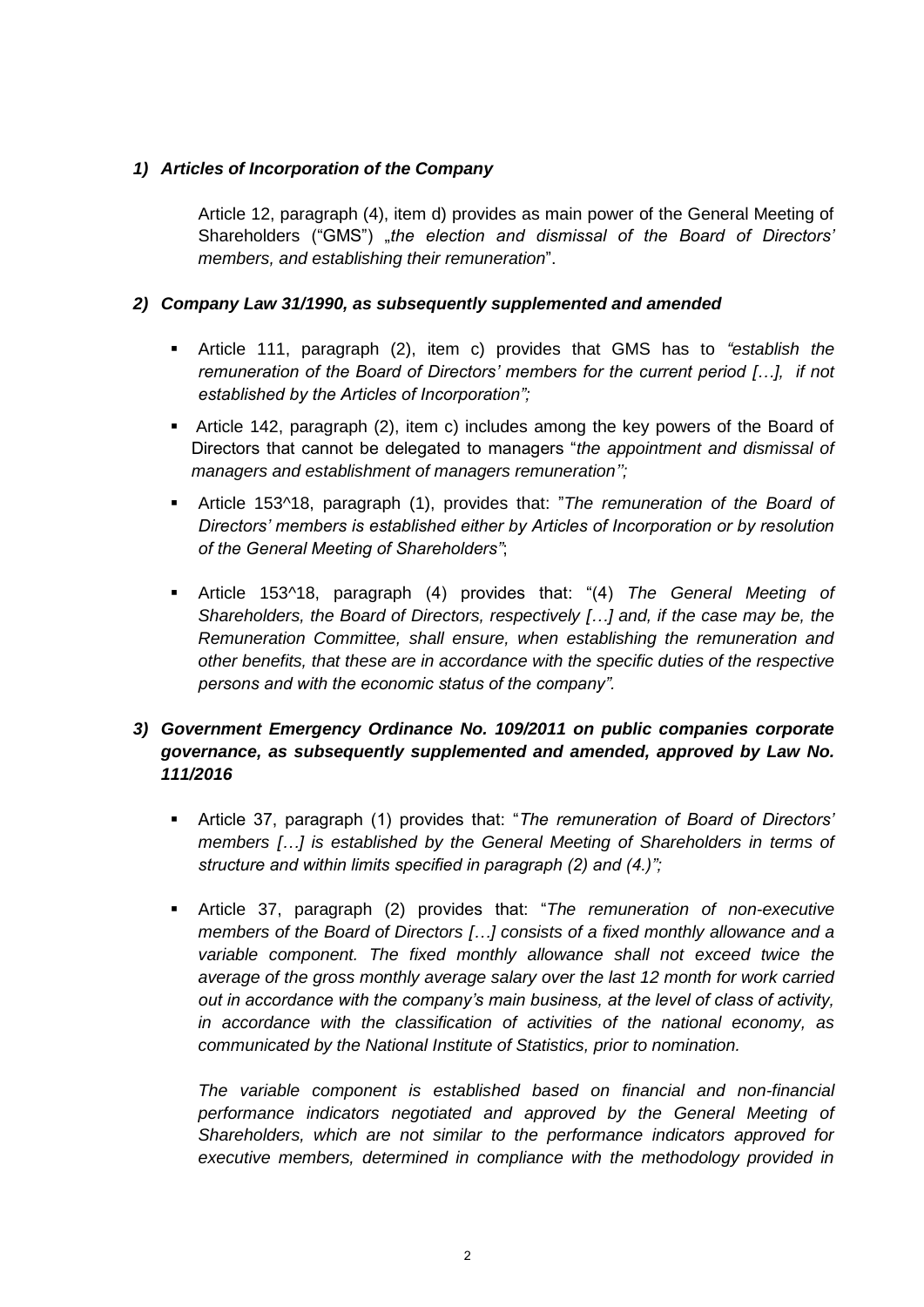### *1) Articles of Incorporation of the Company*

Article 12, paragraph (4), item d) provides as main power of the General Meeting of Shareholders ("GMS") „*the election and dismissal of the Board of Directors' members, and establishing their remuneration*".

### *2) Company Law 31/1990, as subsequently supplemented and amended*

- Article 111, paragraph (2), item c) provides that GMS has to *"establish the remuneration of the Board of Directors' members for the current period […], if not established by the Articles of Incorporation";*
- Article 142, paragraph (2), item c) includes among the key powers of the Board of Directors that cannot be delegated to managers "*the appointment and dismissal of managers and establishment of managers remuneration'';*
- Article 153^18, paragraph (1), provides that: "*The remuneration of the Board of Directors' members is established either by Articles of Incorporation or by resolution of the General Meeting of Shareholders"*;
- Article 153^18, paragraph (4) provides that: "(4) *The General Meeting of Shareholders, the Board of Directors, respectively […] and, if the case may be, the Remuneration Committee, shall ensure, when establishing the remuneration and other benefits, that these are in accordance with the specific duties of the respective persons and with the economic status of the company"*.

### *3) Government Emergency Ordinance No. 109/2011 on public companies corporate governance, as subsequently supplemented and amended, approved by Law No. 111/2016*

- Article 37, paragraph (1) provides that: "*The remuneration of Board of Directors' members […] is established by the General Meeting of Shareholders in terms of structure and within limits specified in paragraph (2) and (4.)";*
- Article 37, paragraph (2) provides that: "*The remuneration of non-executive members of the Board of Directors […] consists of a fixed monthly allowance and a variable component. The fixed monthly allowance shall not exceed twice the average of the gross monthly average salary over the last 12 month for work carried out in accordance with the company's main business, at the level of class of activity, in accordance with the classification of activities of the national economy, as communicated by the National Institute of Statistics, prior to nomination.*

  *The variable component is established based on financial and non-financial performance indicators negotiated and approved by the General Meeting of Shareholders, which are not similar to the performance indicators approved for executive members, determined in compliance with the methodology provided in*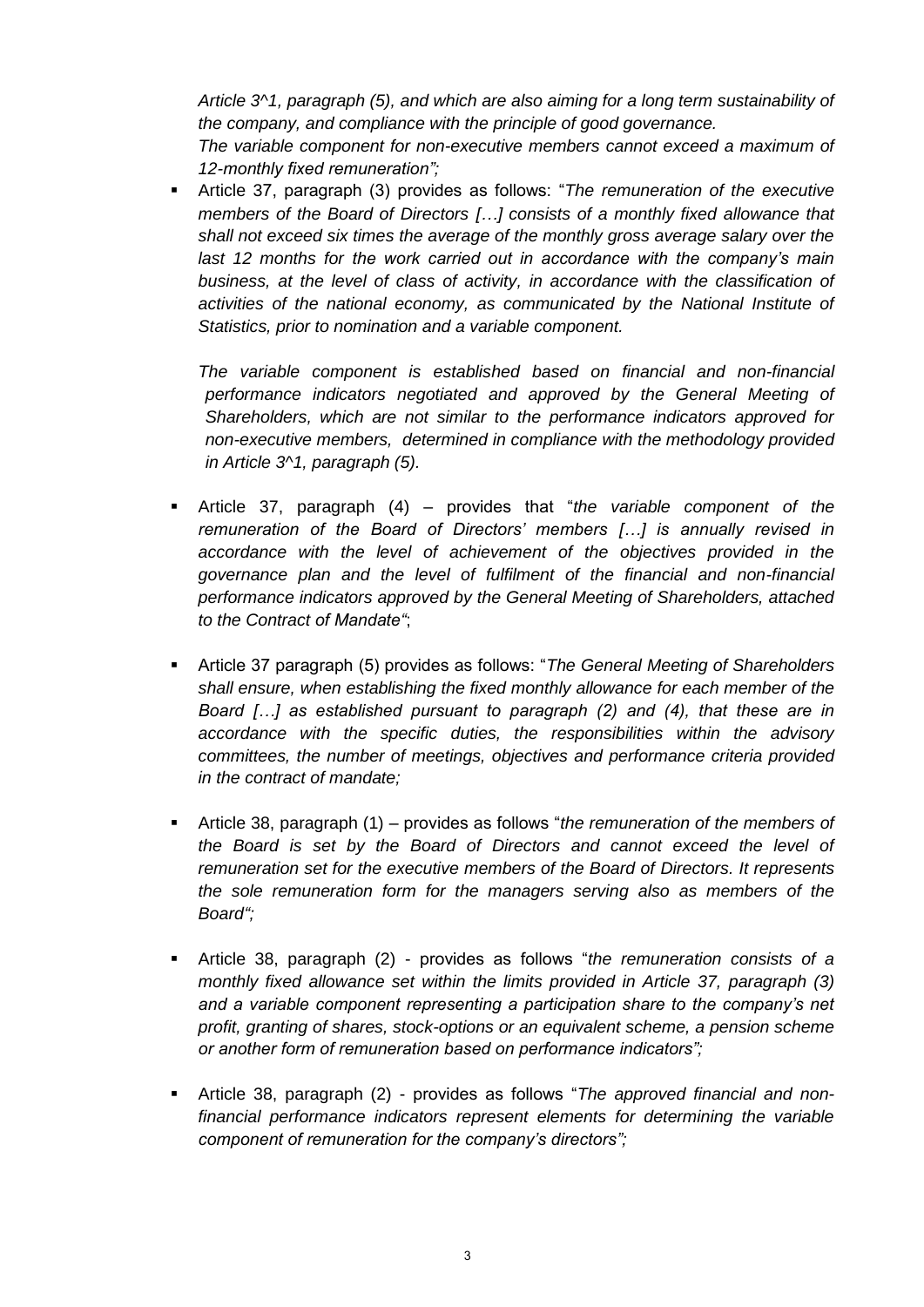*Article 3^1, paragraph (5), and which are also aiming for a long term sustainability of the company, and compliance with the principle of good governance.*

*The variable component for non-executive members cannot exceed a maximum of 12-monthly fixed remuneration";*

- Article 37, paragraph (3) provides as follows: "*The remuneration of the executive members of the Board of Directors […] consists of a monthly fixed allowance that shall not exceed six times the average of the monthly gross average salary over the last 12 months for the work carried out in accordance with the company's main business, at the level of class of activity, in accordance with the classification of activities of the national economy, as communicated by the National Institute of Statistics, prior to nomination and a variable component.*

  *The variable component is established based on financial and non-financial performance indicators negotiated and approved by the General Meeting of Shareholders, which are not similar to the performance indicators approved for non-executive members, determined in compliance with the methodology provided in Article 3^1, paragraph (5).*

- Article 37, paragraph (4) – provides that "*the variable component of the remuneration of the Board of Directors' members […] is annually revised in accordance with the level of achievement of the objectives provided in the governance plan and the level of fulfilment of the financial and non-financial performance indicators approved by the General Meeting of Shareholders, attached to the Contract of Mandate"*;

- Article 37 paragraph (5) provides as follows: "*The General Meeting of Shareholders shall ensure, when establishing the fixed monthly allowance for each member of the Board […] as established pursuant to paragraph (2) and (4), that these are in accordance with the specific duties, the responsibilities within the advisory committees, the number of meetings, objectives and performance criteria provided in the contract of mandate;*

- Article 38, paragraph (1) – provides as follows "*the remuneration of the members of the Board is set by the Board of Directors and cannot exceed the level of remuneration set for the executive members of the Board of Directors. It represents the sole remuneration form for the managers serving also as members of the Board";*

- Article 38, paragraph (2) - provides as follows "*the remuneration consists of a monthly fixed allowance set within the limits provided in Article 37, paragraph (3) and a variable component representing a participation share to the company's net profit, granting of shares, stock-options or an equivalent scheme, a pension scheme or another form of remuneration based on performance indicators";*

- Article 38, paragraph (2) - provides as follows "*The approved financial and non-financial performance indicators represent elements for determining the variable component of remuneration for the company's directors";*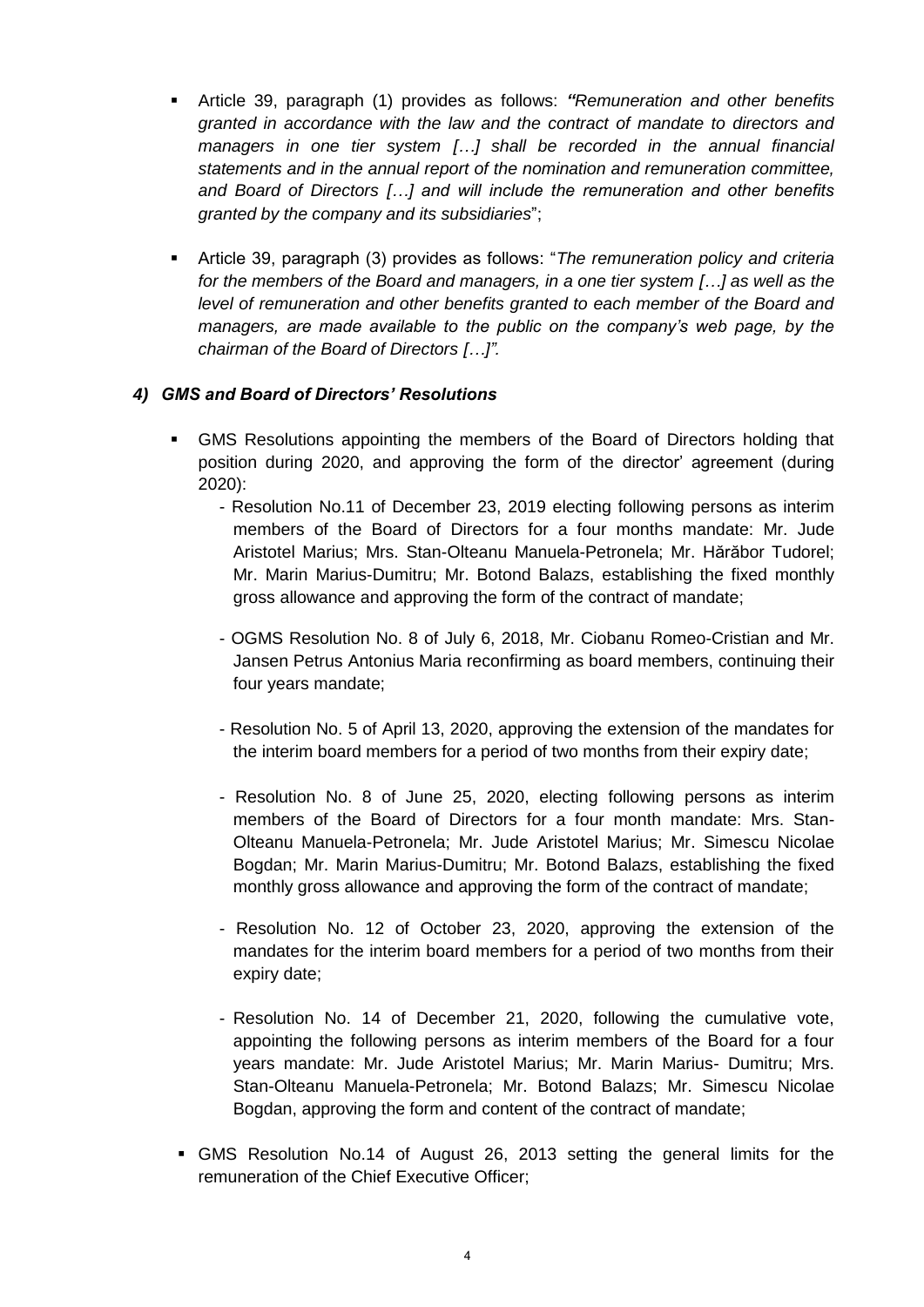- Article 39, paragraph (1) provides as follows: *"Remuneration and other benefits granted in accordance with the law and the contract of mandate to directors and managers in one tier system […] shall be recorded in the annual financial statements and in the annual report of the nomination and remuneration committee, and Board of Directors […] and will include the remuneration and other benefits granted by the company and its subsidiaries*";

- Article 39, paragraph (3) provides as follows: "*The remuneration policy and criteria for the members of the Board and managers, in a one tier system […] as well as the level of remuneration and other benefits granted to each member of the Board and managers, are made available to the public on the company's web page, by the chairman of the Board of Directors […]".*

#### *4) GMS and Board of Directors' Resolutions*

- GMS Resolutions appointing the members of the Board of Directors holding that position during 2020, and approving the form of the director' agreement (during 2020):
  - Resolution No.11 of December 23, 2019 electing following persons as interim members of the Board of Directors for a four months mandate: Mr. Jude Aristotel Marius; Mrs. Stan-Olteanu Manuela-Petronela; Mr. Hărăbor Tudorel; Mr. Marin Marius-Dumitru; Mr. Botond Balazs, establishing the fixed monthly gross allowance and approving the form of the contract of mandate;
  - OGMS Resolution No. 8 of July 6, 2018, Mr. Ciobanu Romeo-Cristian and Mr. Jansen Petrus Antonius Maria reconfirming as board members, continuing their four years mandate;
  - Resolution No. 5 of April 13, 2020, approving the extension of the mandates for the interim board members for a period of two months from their expiry date;
  - Resolution No. 8 of June 25, 2020, electing following persons as interim members of the Board of Directors for a four month mandate: Mrs. Stan-Olteanu Manuela-Petronela; Mr. Jude Aristotel Marius; Mr. Simescu Nicolae Bogdan; Mr. Marin Marius-Dumitru; Mr. Botond Balazs, establishing the fixed monthly gross allowance and approving the form of the contract of mandate;
  - Resolution No. 12 of October 23, 2020, approving the extension of the mandates for the interim board members for a period of two months from their expiry date;
  - Resolution No. 14 of December 21, 2020, following the cumulative vote, appointing the following persons as interim members of the Board for a four years mandate: Mr. Jude Aristotel Marius; Mr. Marin Marius- Dumitru; Mrs. Stan-Olteanu Manuela-Petronela; Mr. Botond Balazs; Mr. Simescu Nicolae Bogdan, approving the form and content of the contract of mandate;

- GMS Resolution No.14 of August 26, 2013 setting the general limits for the remuneration of the Chief Executive Officer;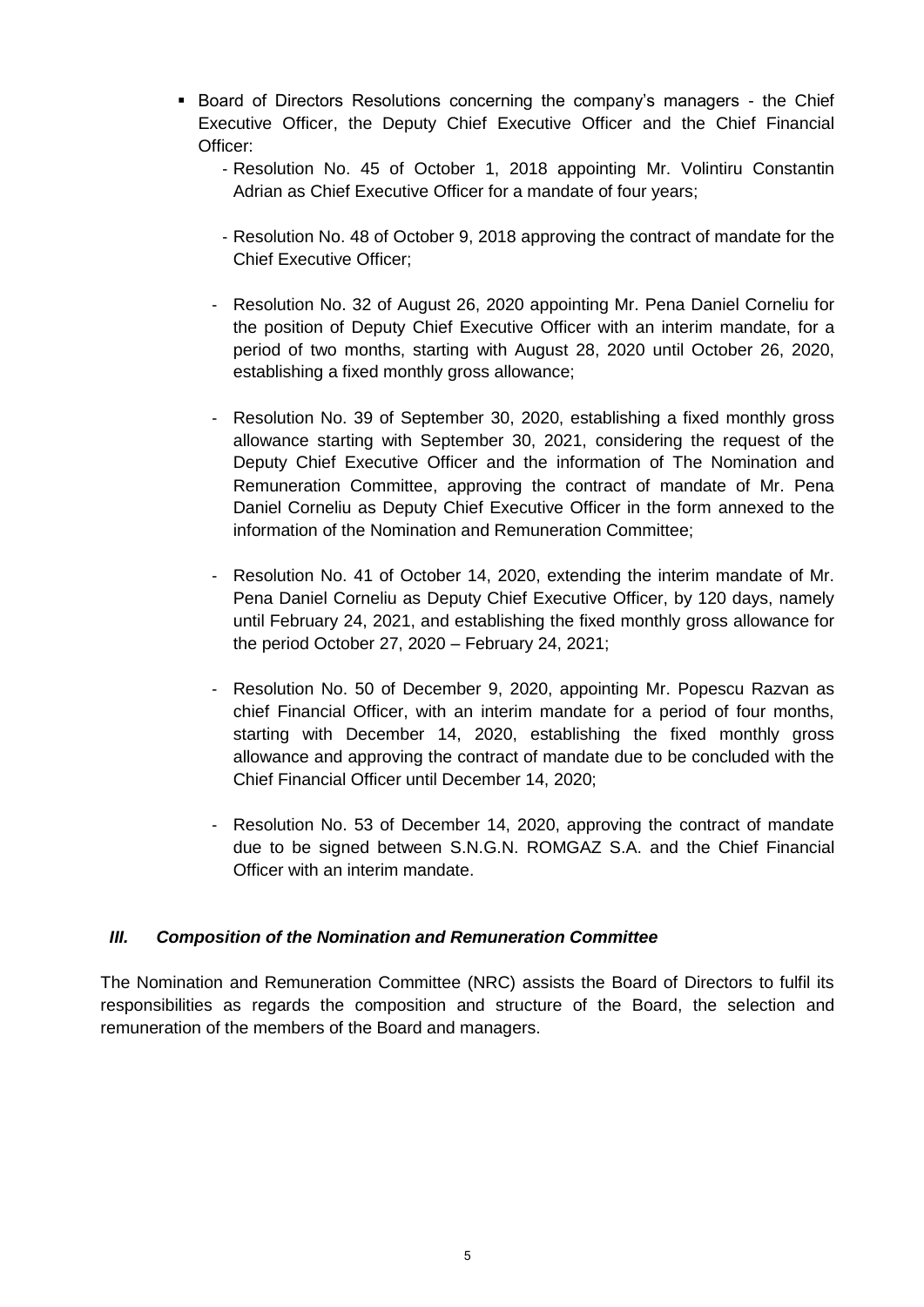- Board of Directors Resolutions concerning the company's managers - the Chief Executive Officer, the Deputy Chief Executive Officer and the Chief Financial Officer:
  - Resolution No. 45 of October 1, 2018 appointing Mr. Volintiru Constantin Adrian as Chief Executive Officer for a mandate of four years;
  - Resolution No. 48 of October 9, 2018 approving the contract of mandate for the Chief Executive Officer;
  - Resolution No. 32 of August 26, 2020 appointing Mr. Pena Daniel Corneliu for the position of Deputy Chief Executive Officer with an interim mandate, for a period of two months, starting with August 28, 2020 until October 26, 2020, establishing a fixed monthly gross allowance;
  - Resolution No. 39 of September 30, 2020, establishing a fixed monthly gross allowance starting with September 30, 2021, considering the request of the Deputy Chief Executive Officer and the information of The Nomination and Remuneration Committee, approving the contract of mandate of Mr. Pena Daniel Corneliu as Deputy Chief Executive Officer in the form annexed to the information of the Nomination and Remuneration Committee;
  - Resolution No. 41 of October 14, 2020, extending the interim mandate of Mr. Pena Daniel Corneliu as Deputy Chief Executive Officer, by 120 days, namely until February 24, 2021, and establishing the fixed monthly gross allowance for the period October 27, 2020 – February 24, 2021;
  - Resolution No. 50 of December 9, 2020, appointing Mr. Popescu Razvan as chief Financial Officer, with an interim mandate for a period of four months, starting with December 14, 2020, establishing the fixed monthly gross allowance and approving the contract of mandate due to be concluded with the Chief Financial Officer until December 14, 2020;
  - Resolution No. 53 of December 14, 2020, approving the contract of mandate due to be signed between S.N.G.N. ROMGAZ S.A. and the Chief Financial Officer with an interim mandate.

## *III. Composition of the Nomination and Remuneration Committee*

The Nomination and Remuneration Committee (NRC) assists the Board of Directors to fulfil its responsibilities as regards the composition and structure of the Board, the selection and remuneration of the members of the Board and managers.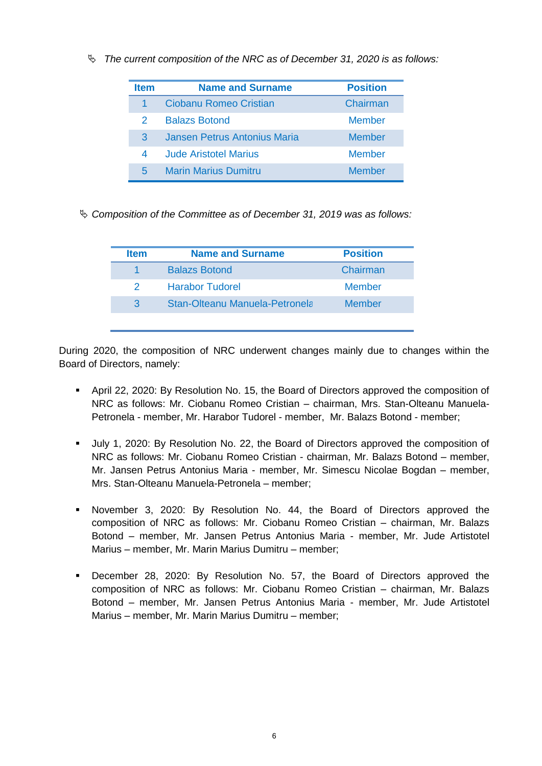↳ *The current composition of the NRC as of December 31, 2020 is as follows:*

| Item | Name and Surname | Position |
|---|---|---|
| 1 | Ciobanu Romeo Cristian | Chairman |
| 2 | Balazs Botond | Member |
| 3 | Jansen Petrus Antonius Maria | Member |
| 4 | Jude Aristotel Marius | Member |
| 5 | Marin Marius Dumitru | Member |

↳ *Composition of the Committee as of December 31, 2019 was as follows:*

| Item | Name and Surname | Position |
|---|---|---|
| 1 | Balazs Botond | Chairman |
| 2 | Harabor Tudorel | Member |
| 3 | Stan-Olteanu Manuela-Petronela | Member |

During 2020, the composition of NRC underwent changes mainly due to changes within the Board of Directors, namely:

- April 22, 2020: By Resolution No. 15, the Board of Directors approved the composition of NRC as follows: Mr. Ciobanu Romeo Cristian – chairman, Mrs. Stan-Olteanu Manuela-Petronela - member, Mr. Harabor Tudorel - member, Mr. Balazs Botond - member;
- July 1, 2020: By Resolution No. 22, the Board of Directors approved the composition of NRC as follows: Mr. Ciobanu Romeo Cristian - chairman, Mr. Balazs Botond – member, Mr. Jansen Petrus Antonius Maria - member, Mr. Simescu Nicolae Bogdan – member, Mrs. Stan-Olteanu Manuela-Petronela – member;
- November 3, 2020: By Resolution No. 44, the Board of Directors approved the composition of NRC as follows: Mr. Ciobanu Romeo Cristian – chairman, Mr. Balazs Botond – member, Mr. Jansen Petrus Antonius Maria - member, Mr. Jude Artistotel Marius – member, Mr. Marin Marius Dumitru – member;
- December 28, 2020: By Resolution No. 57, the Board of Directors approved the composition of NRC as follows: Mr. Ciobanu Romeo Cristian – chairman, Mr. Balazs Botond – member, Mr. Jansen Petrus Antonius Maria - member, Mr. Jude Artistotel Marius – member, Mr. Marin Marius Dumitru – member;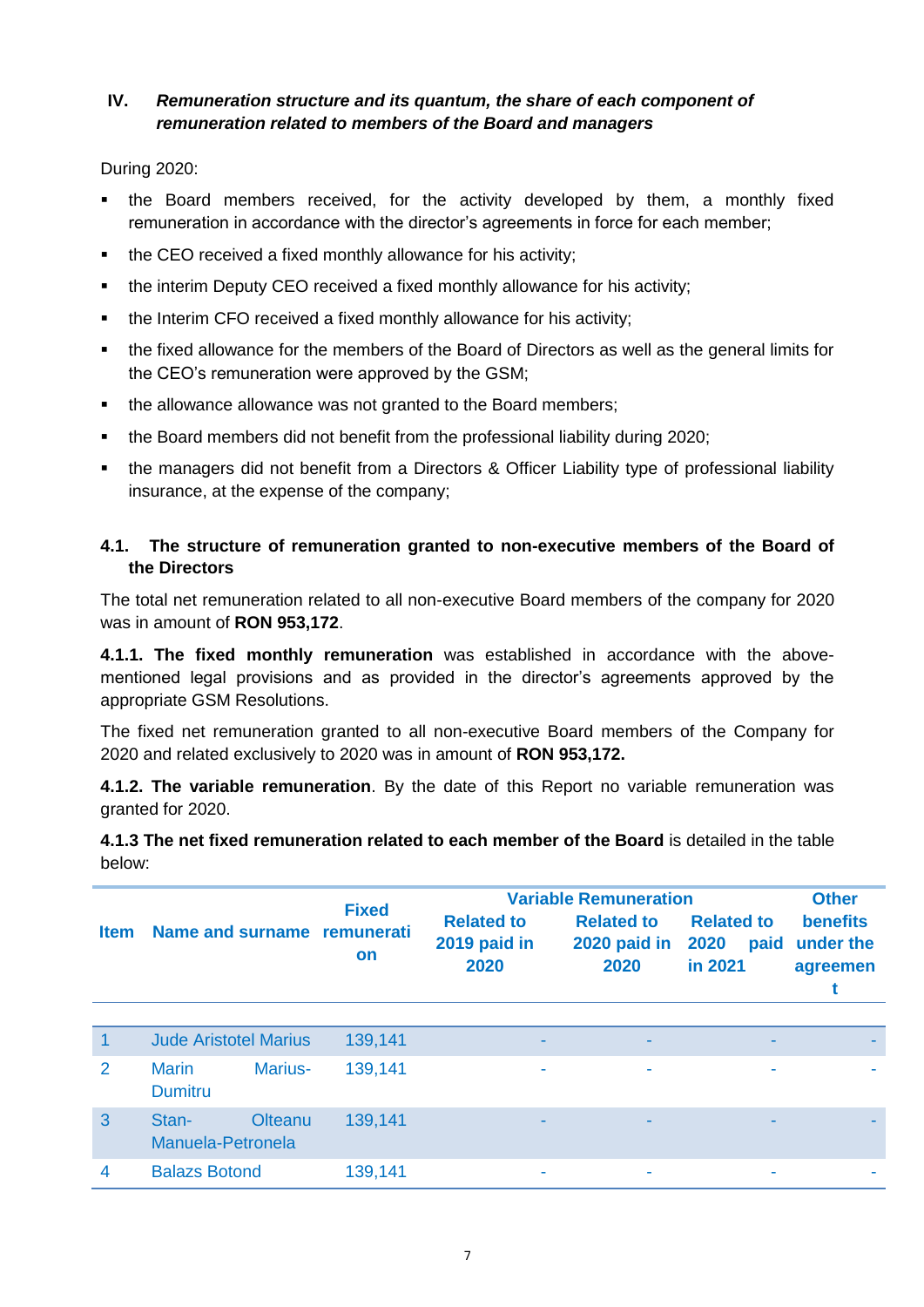## IV. *Remuneration structure and its quantum, the share of each component of remuneration related to members of the Board and managers*

During 2020:

- the Board members received, for the activity developed by them, a monthly fixed remuneration in accordance with the director's agreements in force for each member;
- the CEO received a fixed monthly allowance for his activity;
- the interim Deputy CEO received a fixed monthly allowance for his activity;
- the Interim CFO received a fixed monthly allowance for his activity;
- the fixed allowance for the members of the Board of Directors as well as the general limits for the CEO's remuneration were approved by the GSM;
- the allowance allowance was not granted to the Board members;
- the Board members did not benefit from the professional liability during 2020;
- the managers did not benefit from a Directors & Officer Liability type of professional liability insurance, at the expense of the company;

### 4.1. The structure of remuneration granted to non-executive members of the Board of the Directors

The total net remuneration related to all non-executive Board members of the company for 2020 was in amount of **RON 953,172**.

**4.1.1. The fixed monthly remuneration** was established in accordance with the above-mentioned legal provisions and as provided in the director's agreements approved by the appropriate GSM Resolutions.

The fixed net remuneration granted to all non-executive Board members of the Company for 2020 and related exclusively to 2020 was in amount of **RON 953,172.**

**4.1.2. The variable remuneration**. By the date of this Report no variable remuneration was granted for 2020.

**4.1.3 The net fixed remuneration related to each member of the Board** is detailed in the table below:

| Item | Name and surname | Fixed remuneration | Variable Remuneration | | | Other benefits under the agreement |
|---|---|---|---|---|---|---|
| | | | Related to 2019 paid in 2020 | Related to 2020 paid in 2020 | Related to 2020 paid in 2021 | |
| 1 | Jude Aristotel Marius | 139,141 | - | - | - | - |
| 2 | Marin Marius-Dumitru | 139,141 | - | - | - | - |
| 3 | Stan-Olteanu Manuela-Petronela | 139,141 | - | - | - | - |
| 4 | Balazs Botond | 139,141 | - | - | - | - |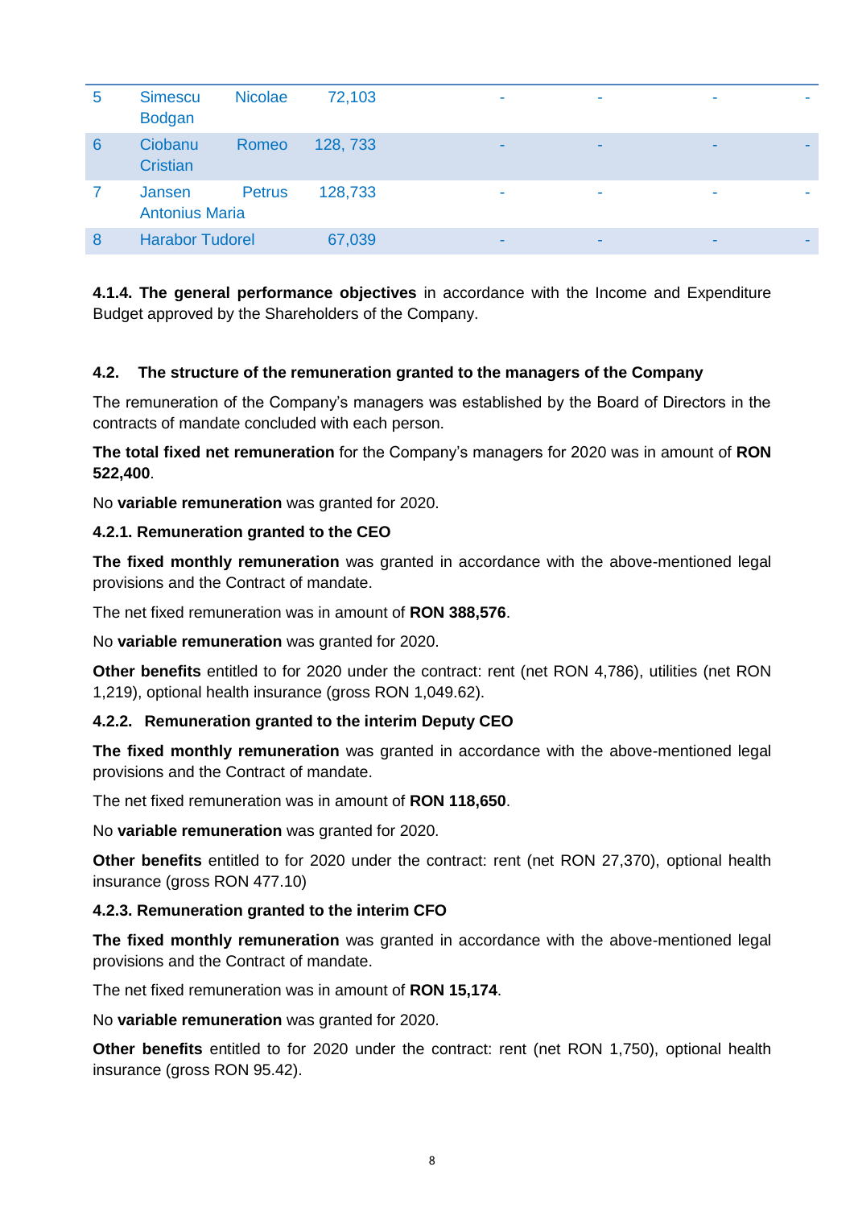| | | | | | | |
|---|---|---|---|---|---|---|
| 5 | Simescu Nicolae Bodgan | 72,103 | - | - | - | - |
| 6 | Ciobanu Romeo Cristian | 128, 733 | - | - | - | - |
| 7 | Jansen Petrus Antonius Maria | 128,733 | - | - | - | - |
| 8 | Harabor Tudorel | 67,039 | - | - | - | - |

**4.1.4. The general performance objectives** in accordance with the Income and Expenditure Budget approved by the Shareholders of the Company.

### 4.2. The structure of the remuneration granted to the managers of the Company

The remuneration of the Company's managers was established by the Board of Directors in the contracts of mandate concluded with each person.

**The total fixed net remuneration** for the Company's managers for 2020 was in amount of **RON 522,400**.

No **variable remuneration** was granted for 2020.

#### 4.2.1. Remuneration granted to the CEO

**The fixed monthly remuneration** was granted in accordance with the above-mentioned legal provisions and the Contract of mandate.

The net fixed remuneration was in amount of **RON 388,576**.

No **variable remuneration** was granted for 2020.

**Other benefits** entitled to for 2020 under the contract: rent (net RON 4,786), utilities (net RON 1,219), optional health insurance (gross RON 1,049.62).

#### 4.2.2. Remuneration granted to the interim Deputy CEO

**The fixed monthly remuneration** was granted in accordance with the above-mentioned legal provisions and the Contract of mandate.

The net fixed remuneration was in amount of **RON 118,650**.

No **variable remuneration** was granted for 2020.

**Other benefits** entitled to for 2020 under the contract: rent (net RON 27,370), optional health insurance (gross RON 477.10)

#### 4.2.3. Remuneration granted to the interim CFO

**The fixed monthly remuneration** was granted in accordance with the above-mentioned legal provisions and the Contract of mandate.

The net fixed remuneration was in amount of **RON 15,174**.

No **variable remuneration** was granted for 2020.

**Other benefits** entitled to for 2020 under the contract: rent (net RON 1,750), optional health insurance (gross RON 95.42).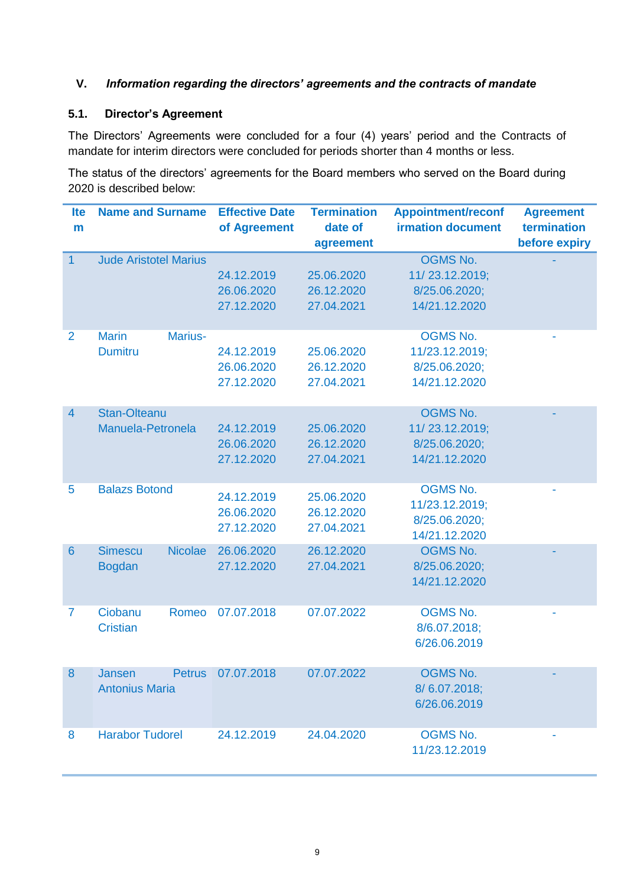### V. *Information regarding the directors' agreements and the contracts of mandate*

#### 5.1. Director's Agreement

The Directors' Agreements were concluded for a four (4) years' period and the Contracts of mandate for interim directors were concluded for periods shorter than 4 months or less.

The status of the directors' agreements for the Board members who served on the Board during 2020 is described below:

| Item | Name and Surname | Effective Date of Agreement | Termination date of agreement | Appointment/reconfirmation document | Agreement termination before expiry |
|---|---|---|---|---|---|
| 1 | Jude Aristotel Marius | 24.12.2019<br>26.06.2020<br>27.12.2020 | 25.06.2020<br>26.12.2020<br>27.04.2021 | OGMS No.<br>11/ 23.12.2019;<br>8/25.06.2020;<br>14/21.12.2020 | - |
| 2 | Marin Marius-Dumitru | 24.12.2019<br>26.06.2020<br>27.12.2020 | 25.06.2020<br>26.12.2020<br>27.04.2021 | OGMS No.<br>11/23.12.2019;<br>8/25.06.2020;<br>14/21.12.2020 | - |
| 4 | Stan-Olteanu Manuela-Petronela | 24.12.2019<br>26.06.2020<br>27.12.2020 | 25.06.2020<br>26.12.2020<br>27.04.2021 | OGMS No.<br>11/ 23.12.2019;<br>8/25.06.2020;<br>14/21.12.2020 | - |
| 5 | Balazs Botond | 24.12.2019<br>26.06.2020<br>27.12.2020 | 25.06.2020<br>26.12.2020<br>27.04.2021 | OGMS No.<br>11/23.12.2019;<br>8/25.06.2020;<br>14/21.12.2020 | - |
| 6 | Simescu Nicolae Bogdan | 26.06.2020<br>27.12.2020 | 26.12.2020<br>27.04.2021 | OGMS No.<br>8/25.06.2020;<br>14/21.12.2020 | - |
| 7 | Ciobanu Romeo Cristian | 07.07.2018 | 07.07.2022 | OGMS No.<br>8/6.07.2018;<br>6/26.06.2019 | - |
| 8 | Jansen Petrus Antonius Maria | 07.07.2018 | 07.07.2022 | OGMS No.<br>8/ 6.07.2018;<br>6/26.06.2019 | - |
| 8 | Harabor Tudorel | 24.12.2019 | 24.04.2020 | OGMS No.<br>11/23.12.2019 | - |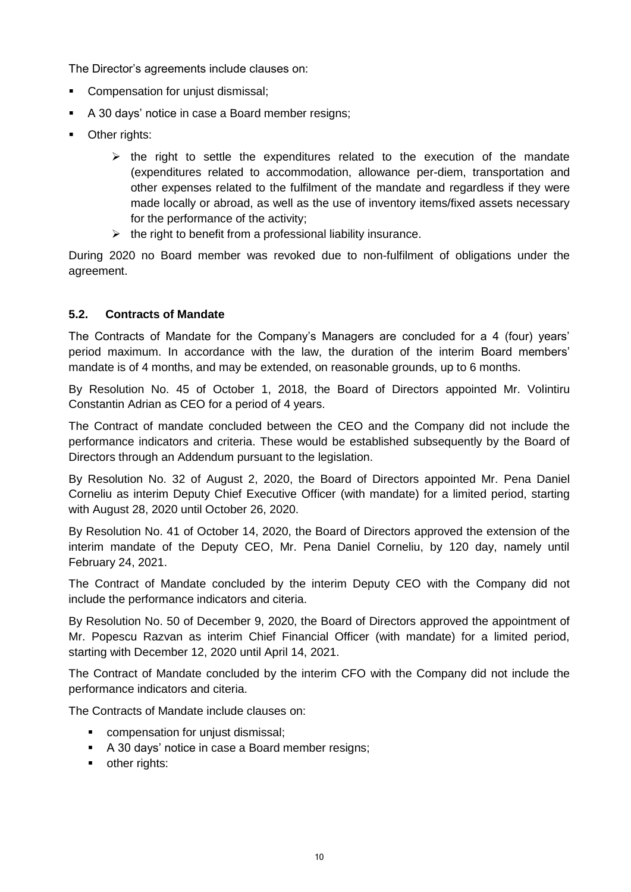The Director's agreements include clauses on:

- Compensation for unjust dismissal;
- A 30 days' notice in case a Board member resigns;
- Other rights:
  - the right to settle the expenditures related to the execution of the mandate (expenditures related to accommodation, allowance per-diem, transportation and other expenses related to the fulfilment of the mandate and regardless if they were made locally or abroad, as well as the use of inventory items/fixed assets necessary for the performance of the activity;
  - the right to benefit from a professional liability insurance.

During 2020 no Board member was revoked due to non-fulfilment of obligations under the agreement.

### 5.2. Contracts of Mandate

The Contracts of Mandate for the Company's Managers are concluded for a 4 (four) years' period maximum. In accordance with the law, the duration of the interim Board members' mandate is of 4 months, and may be extended, on reasonable grounds, up to 6 months.

By Resolution No. 45 of October 1, 2018, the Board of Directors appointed Mr. Volintiru Constantin Adrian as CEO for a period of 4 years.

The Contract of mandate concluded between the CEO and the Company did not include the performance indicators and criteria. These would be established subsequently by the Board of Directors through an Addendum pursuant to the legislation.

By Resolution No. 32 of August 2, 2020, the Board of Directors appointed Mr. Pena Daniel Corneliu as interim Deputy Chief Executive Officer (with mandate) for a limited period, starting with August 28, 2020 until October 26, 2020.

By Resolution No. 41 of October 14, 2020, the Board of Directors approved the extension of the interim mandate of the Deputy CEO, Mr. Pena Daniel Corneliu, by 120 day, namely until February 24, 2021.

The Contract of Mandate concluded by the interim Deputy CEO with the Company did not include the performance indicators and citeria.

By Resolution No. 50 of December 9, 2020, the Board of Directors approved the appointment of Mr. Popescu Razvan as interim Chief Financial Officer (with mandate) for a limited period, starting with December 12, 2020 until April 14, 2021.

The Contract of Mandate concluded by the interim CFO with the Company did not include the performance indicators and citeria.

The Contracts of Mandate include clauses on:

- compensation for unjust dismissal;
- A 30 days' notice in case a Board member resigns;
- other rights: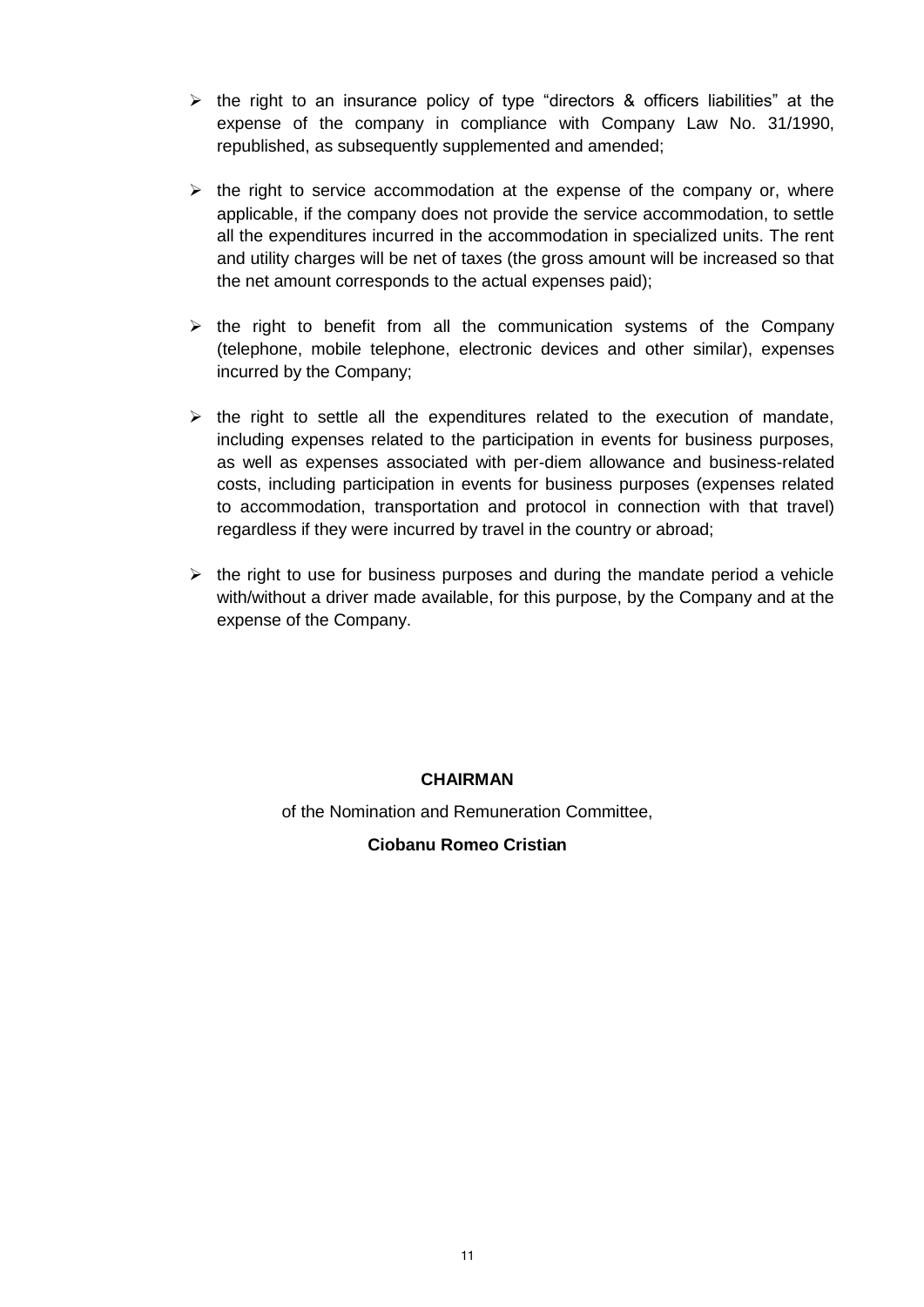- the right to an insurance policy of type “directors & officers liabilities” at the expense of the company in compliance with Company Law No. 31/1990, republished, as subsequently supplemented and amended;

- the right to service accommodation at the expense of the company or, where applicable, if the company does not provide the service accommodation, to settle all the expenditures incurred in the accommodation in specialized units. The rent and utility charges will be net of taxes (the gross amount will be increased so that the net amount corresponds to the actual expenses paid);

- the right to benefit from all the communication systems of the Company (telephone, mobile telephone, electronic devices and other similar), expenses incurred by the Company;

- the right to settle all the expenditures related to the execution of mandate, including expenses related to the participation in events for business purposes, as well as expenses associated with per-diem allowance and business-related costs, including participation in events for business purposes (expenses related to accommodation, transportation and protocol in connection with that travel) regardless if they were incurred by travel in the country or abroad;

- the right to use for business purposes and during the mandate period a vehicle with/without a driver made available, for this purpose, by the Company and at the expense of the Company.

**CHAIRMAN**

of the Nomination and Remuneration Committee,

**Ciobanu Romeo Cristian**